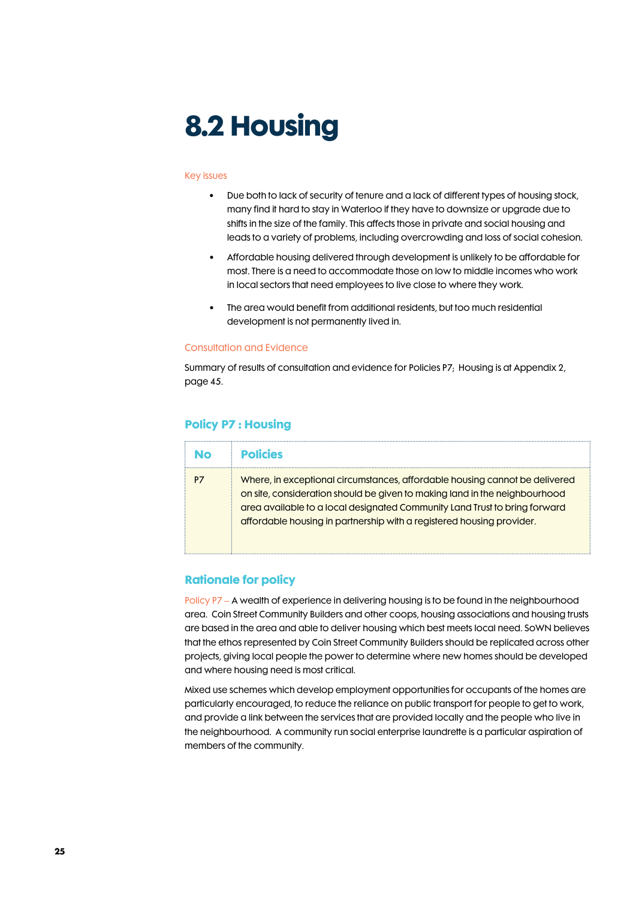# 8.2 Housing

Key issues

- Due both to lack of security of tenure and a lack of different types of housing stock, many find it hard to stay in Waterloo if they have to downsize or upgrade due to shifts in the size of the family. This affects those in private and social housing and leads to a variety of problems, including overcrowding and loss of social cohesion.
- Affordable housing delivered through development is unlikely to be affordable for most. There is a need to accommodate those on low to middle incomes who work in local sectors that need employees to live close to where they work.
- The area would benefit from additional residents, but too much residential development is not permanently lived in.

Consultation and Evidence

Summary of results of consultation and evidence for Policies P7; Housing is at Appendix 2, page 45.

## Policy P7 : Housing

| No | Policies |
|---|---|
| P7 | Where, in exceptional circumstances, affordable housing cannot be delivered on site, consideration should be given to making land in the neighbourhood area available to a local designated Community Land Trust to bring forward affordable housing in partnership with a registered housing provider. |

## Rationale for policy

Policy P7 – A wealth of experience in delivering housing is to be found in the neighbourhood area. Coin Street Community Builders and other coops, housing associations and housing trusts are based in the area and able to deliver housing which best meets local need. SoWN believes that the ethos represented by Coin Street Community Builders should be replicated across other projects, giving local people the power to determine where new homes should be developed and where housing need is most critical.

Mixed use schemes which develop employment opportunities for occupants of the homes are particularly encouraged, to reduce the reliance on public transport for people to get to work, and provide a link between the services that are provided locally and the people who live in the neighbourhood. A community run social enterprise laundrette is a particular aspiration of members of the community.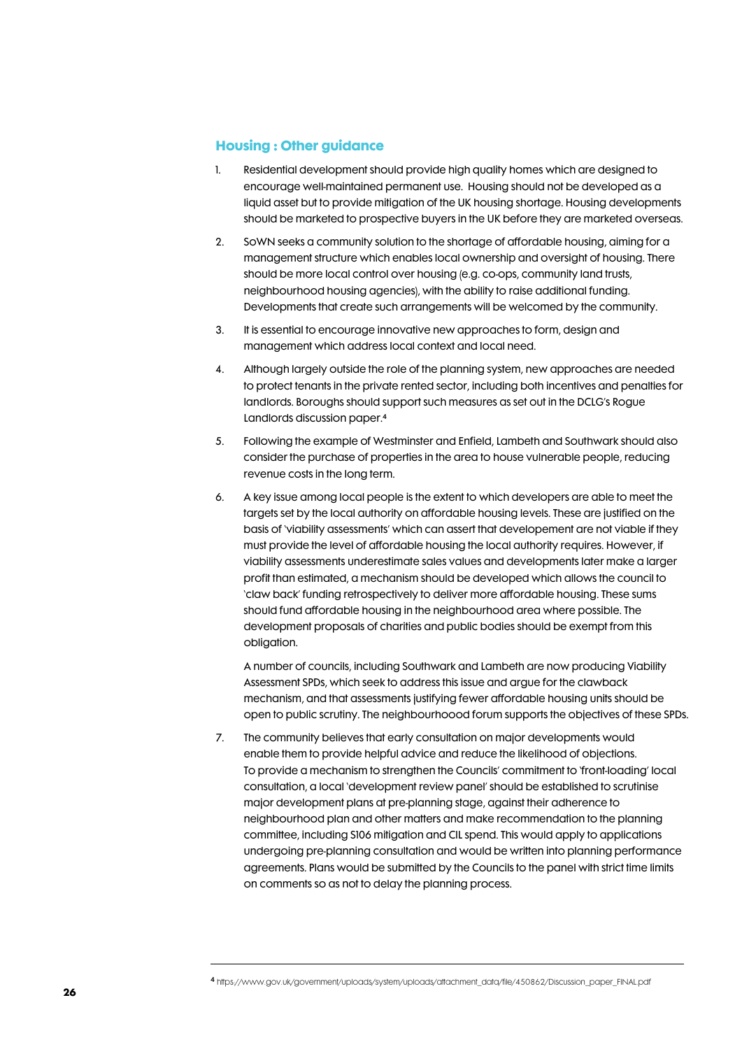## Housing : Other guidance

1. Residential development should provide high quality homes which are designed to encourage well-maintained permanent use. Housing should not be developed as a liquid asset but to provide mitigation of the UK housing shortage. Housing developments should be marketed to prospective buyers in the UK before they are marketed overseas.

2. SoWN seeks a community solution to the shortage of affordable housing, aiming for a management structure which enables local ownership and oversight of housing. There should be more local control over housing (e.g. co-ops, community land trusts, neighbourhood housing agencies), with the ability to raise additional funding. Developments that create such arrangements will be welcomed by the community.

3. It is essential to encourage innovative new approaches to form, design and management which address local context and local need.

4. Although largely outside the role of the planning system, new approaches are needed to protect tenants in the private rented sector, including both incentives and penalties for landlords. Boroughs should support such measures as set out in the DCLG's Rogue Landlords discussion paper.[4]

5. Following the example of Westminster and Enfield, Lambeth and Southwark should also consider the purchase of properties in the area to house vulnerable people, reducing revenue costs in the long term.

6. A key issue among local people is the extent to which developers are able to meet the targets set by the local authority on affordable housing levels. These are justified on the basis of 'viability assessments' which can assert that developement are not viable if they must provide the level of affordable housing the local authority requires. However, if viability assessments underestimate sales values and developments later make a larger profit than estimated, a mechanism should be developed which allows the council to 'claw back' funding retrospectively to deliver more affordable housing. These sums should fund affordable housing in the neighbourhood area where possible. The development proposals of charities and public bodies should be exempt from this obligation.

   A number of councils, including Southwark and Lambeth are now producing Viability Assessment SPDs, which seek to address this issue and argue for the clawback mechanism, and that assessments justifying fewer affordable housing units should be open to public scrutiny. The neighbourhoood forum supports the objectives of these SPDs.

7. The community believes that early consultation on major developments would enable them to provide helpful advice and reduce the likelihood of objections. To provide a mechanism to strengthen the Councils' commitment to 'front-loading' local consultation, a local 'development review panel' should be established to scrutinise major development plans at pre-planning stage, against their adherence to neighbourhood plan and other matters and make recommendation to the planning committee, including S106 mitigation and CIL spend. This would apply to applications undergoing pre-planning consultation and would be written into planning performance agreements. Plans would be submitted by the Councils to the panel with strict time limits on comments so as not to delay the planning process.

---

[4] https://www.gov.uk/government/uploads/system/uploads/attachment_data/file/450862/Discussion_paper_FINAL.pdf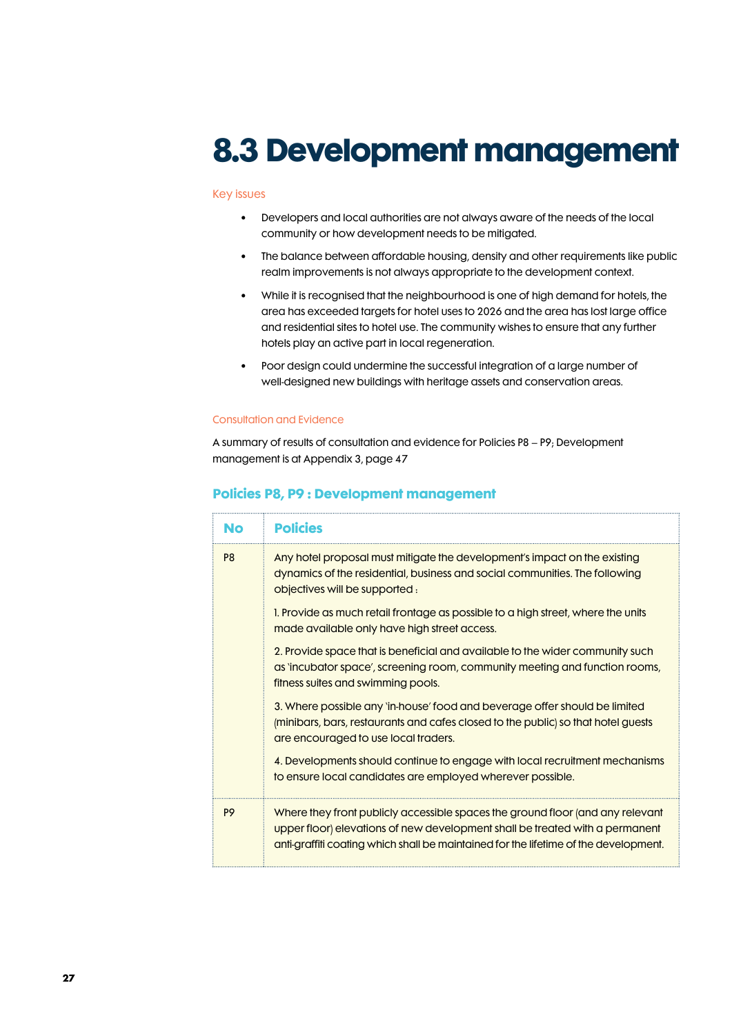# 8.3 Development management

Key issues

- Developers and local authorities are not always aware of the needs of the local community or how development needs to be mitigated.
- The balance between affordable housing, density and other requirements like public realm improvements is not always appropriate to the development context.
- While it is recognised that the neighbourhood is one of high demand for hotels, the area has exceeded targets for hotel uses to 2026 and the area has lost large office and residential sites to hotel use. The community wishes to ensure that any further hotels play an active part in local regeneration.
- Poor design could undermine the successful integration of a large number of well-designed new buildings with heritage assets and conservation areas.

Consultation and Evidence

A summary of results of consultation and evidence for Policies P8 – P9; Development management is at Appendix 3, page 47

### Policies P8, P9 : Development management

| No | Policies |
|---|---|
| P8 | Any hotel proposal must mitigate the development's impact on the existing dynamics of the residential, business and social communities. The following objectives will be supported :<br><br>1. Provide as much retail frontage as possible to a high street, where the units made available only have high street access.<br><br>2. Provide space that is beneficial and available to the wider community such as 'incubator space', screening room, community meeting and function rooms, fitness suites and swimming pools.<br><br>3. Where possible any 'in-house' food and beverage offer should be limited (minibars, bars, restaurants and cafes closed to the public) so that hotel guests are encouraged to use local traders.<br><br>4. Developments should continue to engage with local recruitment mechanisms to ensure local candidates are employed wherever possible. |
| P9 | Where they front publicly accessible spaces the ground floor (and any relevant upper floor) elevations of new development shall be treated with a permanent anti-graffiti coating which shall be maintained for the lifetime of the development. |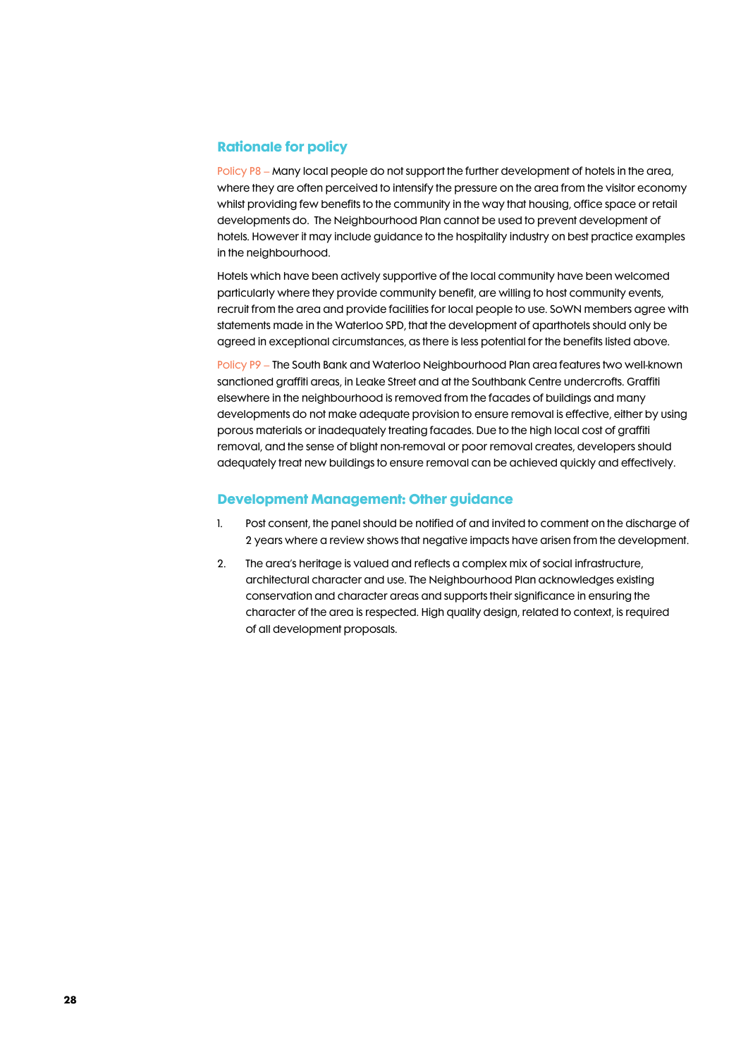## Rationale for policy

Policy P8 – Many local people do not support the further development of hotels in the area, where they are often perceived to intensify the pressure on the area from the visitor economy whilst providing few benefits to the community in the way that housing, office space or retail developments do. The Neighbourhood Plan cannot be used to prevent development of hotels. However it may include guidance to the hospitality industry on best practice examples in the neighbourhood.

Hotels which have been actively supportive of the local community have been welcomed particularly where they provide community benefit, are willing to host community events, recruit from the area and provide facilities for local people to use. SoWN members agree with statements made in the Waterloo SPD, that the development of aparthotels should only be agreed in exceptional circumstances, as there is less potential for the benefits listed above.

Policy P9 – The South Bank and Waterloo Neighbourhood Plan area features two well-known sanctioned graffiti areas, in Leake Street and at the Southbank Centre undercrofts. Graffiti elsewhere in the neighbourhood is removed from the facades of buildings and many developments do not make adequate provision to ensure removal is effective, either by using porous materials or inadequately treating facades. Due to the high local cost of graffiti removal, and the sense of blight non-removal or poor removal creates, developers should adequately treat new buildings to ensure removal can be achieved quickly and effectively.

## Development Management: Other guidance

1. Post consent, the panel should be notified of and invited to comment on the discharge of 2 years where a review shows that negative impacts have arisen from the development.
2. The area's heritage is valued and reflects a complex mix of social infrastructure, architectural character and use. The Neighbourhood Plan acknowledges existing conservation and character areas and supports their significance in ensuring the character of the area is respected. High quality design, related to context, is required of all development proposals.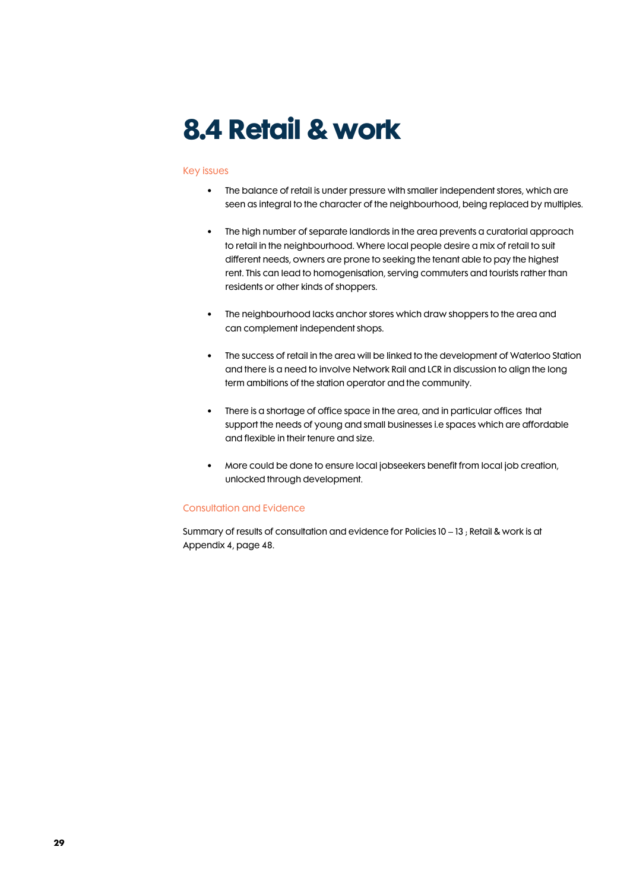# 8.4 Retail & work

## Key issues

- The balance of retail is under pressure with smaller independent stores, which are seen as integral to the character of the neighbourhood, being replaced by multiples.
- The high number of separate landlords in the area prevents a curatorial approach to retail in the neighbourhood. Where local people desire a mix of retail to suit different needs, owners are prone to seeking the tenant able to pay the highest rent. This can lead to homogenisation, serving commuters and tourists rather than residents or other kinds of shoppers.
- The neighbourhood lacks anchor stores which draw shoppers to the area and can complement independent shops.
- The success of retail in the area will be linked to the development of Waterloo Station and there is a need to involve Network Rail and LCR in discussion to align the long term ambitions of the station operator and the community.
- There is a shortage of office space in the area, and in particular offices that support the needs of young and small businesses i.e spaces which are affordable and flexible in their tenure and size.
- More could be done to ensure local jobseekers benefit from local job creation, unlocked through development.

## Consultation and Evidence

Summary of results of consultation and evidence for Policies 10 – 13 ; Retail & work is at Appendix 4, page 48.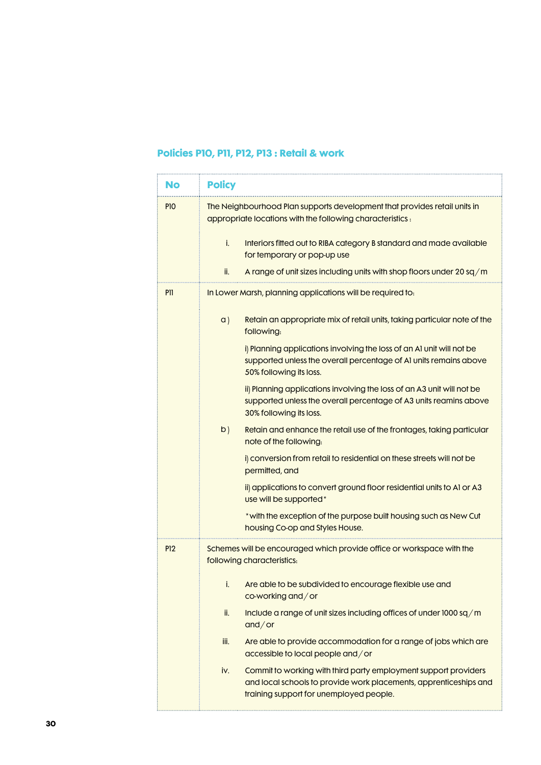## Policies P10, P11, P12, P13 : Retail & work

| No | Policy |
|---|---|
| P10 | The Neighbourhood Plan supports development that provides retail units in appropriate locations with the following characteristics :<br><br>i. Interiors fitted out to RIBA category B standard and made available for temporary or pop-up use<br><br>ii. A range of unit sizes including units with shop floors under 20 sq/m |
| P11 | In Lower Marsh, planning applications will be required to:<br><br>a) Retain an appropriate mix of retail units, taking particular note of the following:<br><br>i) Planning applications involving the loss of an A1 unit will not be supported unless the overall percentage of A1 units remains above 50% following its loss.<br><br>ii) Planning applications involving the loss of an A3 unit will not be supported unless the overall percentage of A3 units reamins above 30% following its loss.<br><br>b) Retain and enhance the retail use of the frontages, taking particular note of the following:<br><br>i) conversion from retail to residential on these streets will not be permitted, and<br><br>ii) applications to convert ground floor residential units to A1 or A3 use will be supported*<br><br>*with the exception of the purpose built housing such as New Cut housing Co-op and Styles House. |
| P12 | Schemes will be encouraged which provide office or workspace with the following characteristics:<br><br>i. Are able to be subdivided to encourage flexible use and co-working and/or<br><br>ii. Include a range of unit sizes including offices of under 1000 sq/m and/or<br><br>iii. Are able to provide accommodation for a range of jobs which are accessible to local people and/or<br><br>iv. Commit to working with third party employment support providers and local schools to provide work placements, apprenticeships and training support for unemployed people. |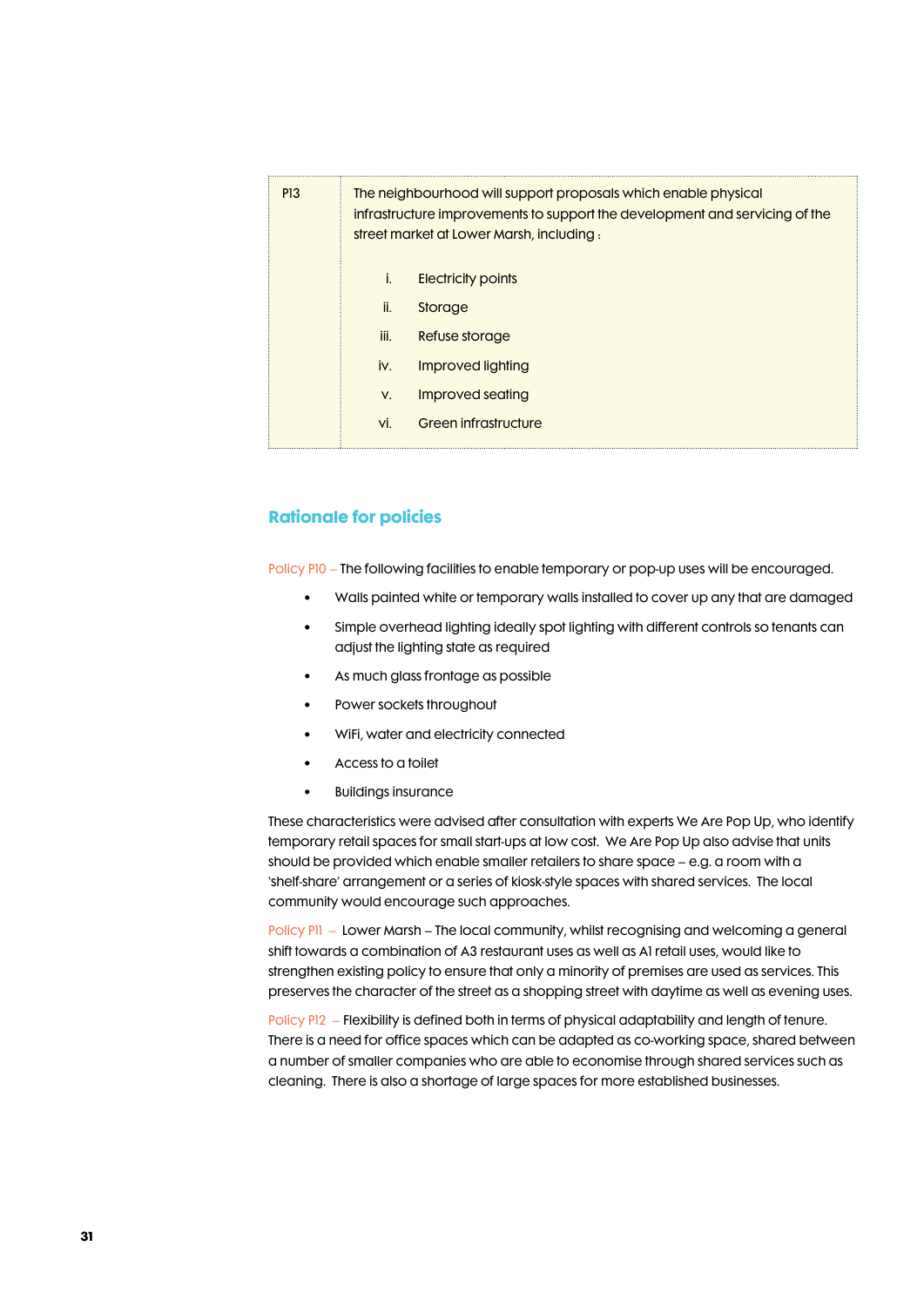| P13 | The neighbourhood will support proposals which enable physical infrastructure improvements to support the development and servicing of the street market at Lower Marsh, including :<br><br>i. Electricity points<br>ii. Storage<br>iii. Refuse storage<br>iv. Improved lighting<br>v. Improved seating<br>vi. Green infrastructure |
|---|---|

## Rationale for policies

Policy P10 – The following facilities to enable temporary or pop-up uses will be encouraged.

- Walls painted white or temporary walls installed to cover up any that are damaged
- Simple overhead lighting ideally spot lighting with different controls so tenants can adjust the lighting state as required
- As much glass frontage as possible
- Power sockets throughout
- WiFi, water and electricity connected
- Access to a toilet
- Buildings insurance

These characteristics were advised after consultation with experts We Are Pop Up, who identify temporary retail spaces for small start-ups at low cost. We Are Pop Up also advise that units should be provided which enable smaller retailers to share space – e.g. a room with a 'shelf-share' arrangement or a series of kiosk-style spaces with shared services. The local community would encourage such approaches.

Policy P11 – Lower Marsh – The local community, whilst recognising and welcoming a general shift towards a combination of A3 restaurant uses as well as A1 retail uses, would like to strengthen existing policy to ensure that only a minority of premises are used as services. This preserves the character of the street as a shopping street with daytime as well as evening uses.

Policy P12 – Flexibility is defined both in terms of physical adaptability and length of tenure. There is a need for office spaces which can be adapted as co-working space, shared between a number of smaller companies who are able to economise through shared services such as cleaning. There is also a shortage of large spaces for more established businesses.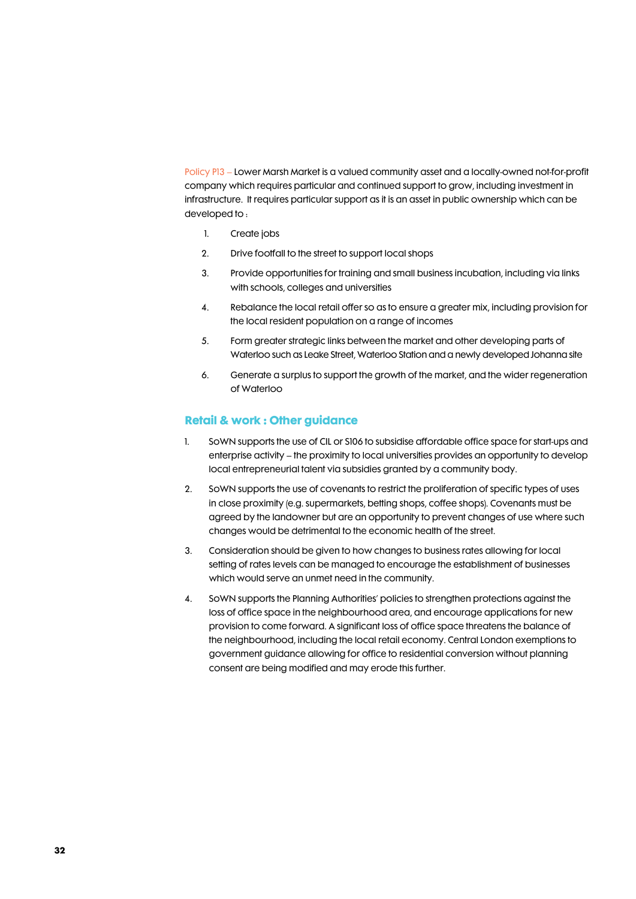Policy P13 – Lower Marsh Market is a valued community asset and a locally-owned not-for-profit company which requires particular and continued support to grow, including investment in infrastructure. It requires particular support as it is an asset in public ownership which can be developed to :

1. Create jobs
2. Drive footfall to the street to support local shops
3. Provide opportunities for training and small business incubation, including via links with schools, colleges and universities
4. Rebalance the local retail offer so as to ensure a greater mix, including provision for the local resident population on a range of incomes
5. Form greater strategic links between the market and other developing parts of Waterloo such as Leake Street, Waterloo Station and a newly developed Johanna site
6. Generate a surplus to support the growth of the market, and the wider regeneration of Waterloo

## Retail & work : Other guidance

1. SoWN supports the use of CIL or S106 to subsidise affordable office space for start-ups and enterprise activity – the proximity to local universities provides an opportunity to develop local entrepreneurial talent via subsidies granted by a community body.
2. SoWN supports the use of covenants to restrict the proliferation of specific types of uses in close proximity (e.g. supermarkets, betting shops, coffee shops). Covenants must be agreed by the landowner but are an opportunity to prevent changes of use where such changes would be detrimental to the economic health of the street.
3. Consideration should be given to how changes to business rates allowing for local setting of rates levels can be managed to encourage the establishment of businesses which would serve an unmet need in the community.
4. SoWN supports the Planning Authorities' policies to strengthen protections against the loss of office space in the neighbourhood area, and encourage applications for new provision to come forward. A significant loss of office space threatens the balance of the neighbourhood, including the local retail economy. Central London exemptions to government guidance allowing for office to residential conversion without planning consent are being modified and may erode this further.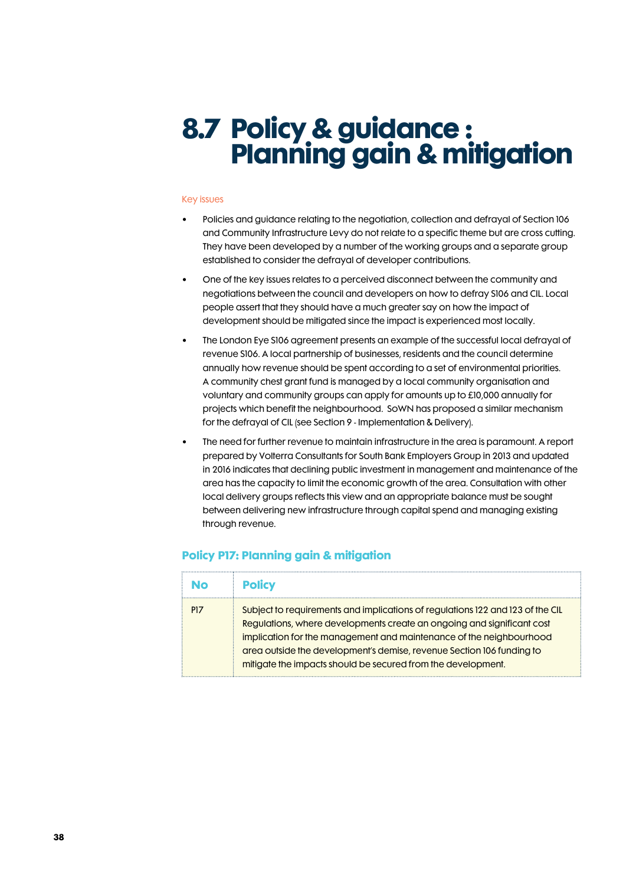# 8.7 Policy & guidance : Planning gain & mitigation

Key issues

- Policies and guidance relating to the negotiation, collection and defrayal of Section 106 and Community Infrastructure Levy do not relate to a specific theme but are cross cutting. They have been developed by a number of the working groups and a separate group established to consider the defrayal of developer contributions.
- One of the key issues relates to a perceived disconnect between the community and negotiations between the council and developers on how to defray S106 and CIL. Local people assert that they should have a much greater say on how the impact of development should be mitigated since the impact is experienced most locally.
- The London Eye S106 agreement presents an example of the successful local defrayal of revenue S106. A local partnership of businesses, residents and the council determine annually how revenue should be spent according to a set of environmental priorities. A community chest grant fund is managed by a local community organisation and voluntary and community groups can apply for amounts up to £10,000 annually for projects which benefit the neighbourhood. SoWN has proposed a similar mechanism for the defrayal of CIL (see Section 9 - Implementation & Delivery).
- The need for further revenue to maintain infrastructure in the area is paramount. A report prepared by Volterra Consultants for South Bank Employers Group in 2013 and updated in 2016 indicates that declining public investment in management and maintenance of the area has the capacity to limit the economic growth of the area. Consultation with other local delivery groups reflects this view and an appropriate balance must be sought between delivering new infrastructure through capital spend and managing existing through revenue.

### Policy P17: Planning gain & mitigation

| No | Policy |
|---|---|
| P17 | Subject to requirements and implications of regulations 122 and 123 of the CIL Regulations, where developments create an ongoing and significant cost implication for the management and maintenance of the neighbourhood area outside the development's demise, revenue Section 106 funding to mitigate the impacts should be secured from the development. |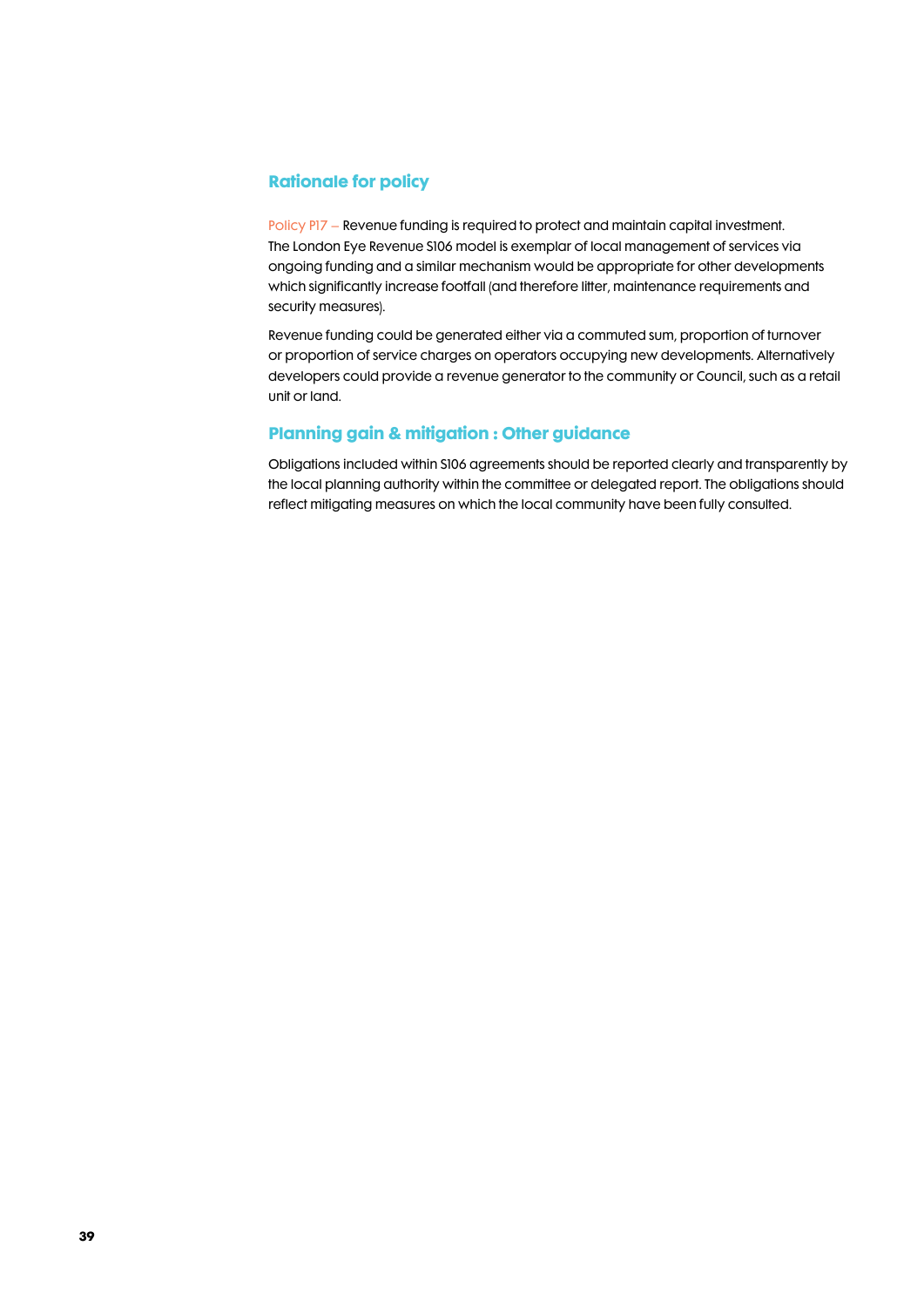## Rationale for policy

Policy P17 – Revenue funding is required to protect and maintain capital investment. The London Eye Revenue S106 model is exemplar of local management of services via ongoing funding and a similar mechanism would be appropriate for other developments which significantly increase footfall (and therefore litter, maintenance requirements and security measures).

Revenue funding could be generated either via a commuted sum, proportion of turnover or proportion of service charges on operators occupying new developments. Alternatively developers could provide a revenue generator to the community or Council, such as a retail unit or land.

## Planning gain & mitigation : Other guidance

Obligations included within S106 agreements should be reported clearly and transparently by the local planning authority within the committee or delegated report. The obligations should reflect mitigating measures on which the local community have been fully consulted.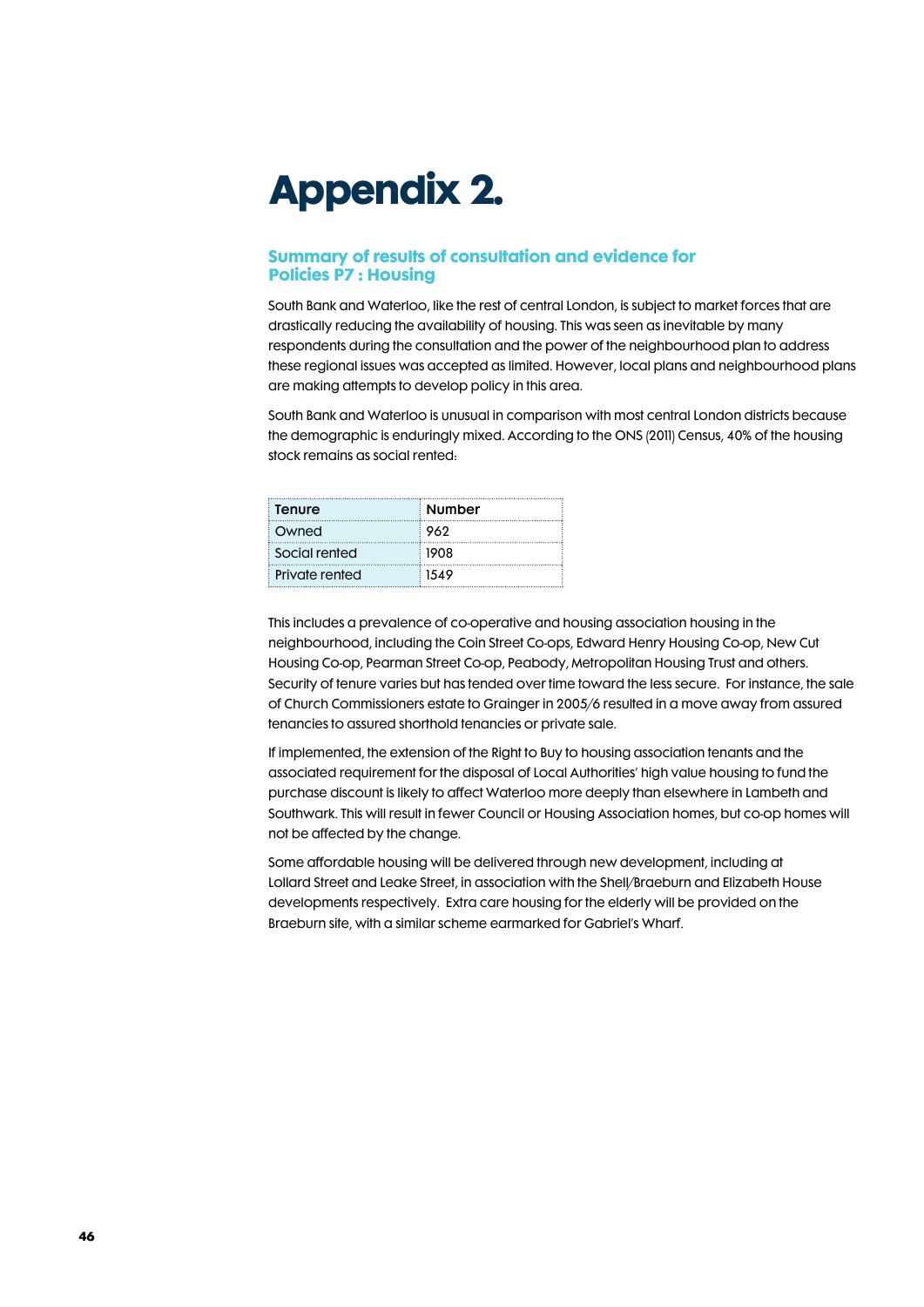# Appendix 2.

## Summary of results of consultation and evidence for Policies P7 : Housing

South Bank and Waterloo, like the rest of central London, is subject to market forces that are drastically reducing the availability of housing. This was seen as inevitable by many respondents during the consultation and the power of the neighbourhood plan to address these regional issues was accepted as limited. However, local plans and neighbourhood plans are making attempts to develop policy in this area.

South Bank and Waterloo is unusual in comparison with most central London districts because the demographic is enduringly mixed. According to the ONS (2011) Census, 40% of the housing stock remains as social rented:

| Tenure | Number |
|---|---|
| Owned | 962 |
| Social rented | 1908 |
| Private rented | 1549 |

This includes a prevalence of co-operative and housing association housing in the neighbourhood, including the Coin Street Co-ops, Edward Henry Housing Co-op, New Cut Housing Co-op, Pearman Street Co-op, Peabody, Metropolitan Housing Trust and others. Security of tenure varies but has tended over time toward the less secure. For instance, the sale of Church Commissioners estate to Grainger in 2005/6 resulted in a move away from assured tenancies to assured shorthold tenancies or private sale.

If implemented, the extension of the Right to Buy to housing association tenants and the associated requirement for the disposal of Local Authorities' high value housing to fund the purchase discount is likely to affect Waterloo more deeply than elsewhere in Lambeth and Southwark. This will result in fewer Council or Housing Association homes, but co-op homes will not be affected by the change.

Some affordable housing will be delivered through new development, including at Lollard Street and Leake Street, in association with the Shell/Braeburn and Elizabeth House developments respectively. Extra care housing for the elderly will be provided on the Braeburn site, with a similar scheme earmarked for Gabriel's Wharf.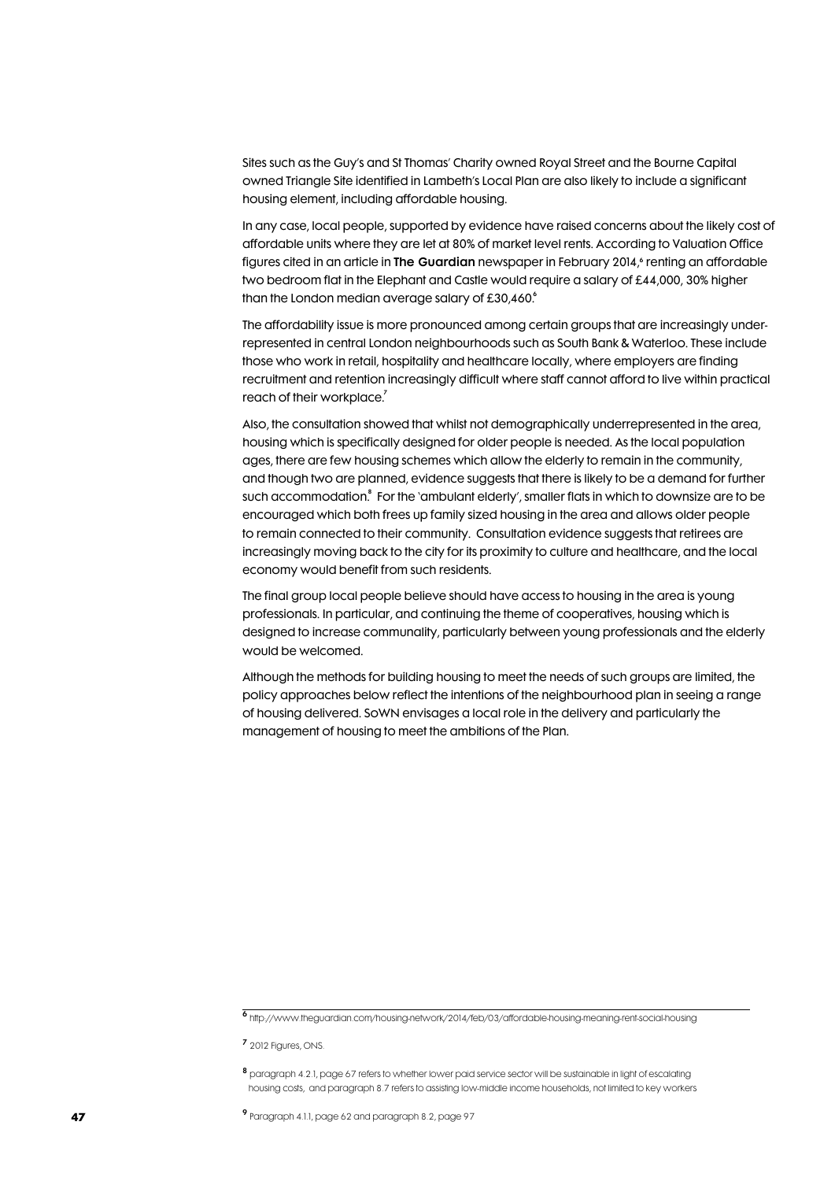Sites such as the Guy's and St Thomas' Charity owned Royal Street and the Bourne Capital owned Triangle Site identified in Lambeth's Local Plan are also likely to include a significant housing element, including affordable housing.

In any case, local people, supported by evidence have raised concerns about the likely cost of affordable units where they are let at 80% of market level rents. According to Valuation Office figures cited in an article in **The Guardian** newspaper in February 2014,[6] renting an affordable two bedroom flat in the Elephant and Castle would require a salary of £44,000, 30% higher than the London median average salary of £30,460.[6]

The affordability issue is more pronounced among certain groups that are increasingly under-represented in central London neighbourhoods such as South Bank & Waterloo. These include those who work in retail, hospitality and healthcare locally, where employers are finding recruitment and retention increasingly difficult where staff cannot afford to live within practical reach of their workplace.[7]

Also, the consultation showed that whilst not demographically underrepresented in the area, housing which is specifically designed for older people is needed. As the local population ages, there are few housing schemes which allow the elderly to remain in the community, and though two are planned, evidence suggests that there is likely to be a demand for further such accommodation.[8] For the 'ambulant elderly', smaller flats in which to downsize are to be encouraged which both frees up family sized housing in the area and allows older people to remain connected to their community. Consultation evidence suggests that retirees are increasingly moving back to the city for its proximity to culture and healthcare, and the local economy would benefit from such residents.

The final group local people believe should have access to housing in the area is young professionals. In particular, and continuing the theme of cooperatives, housing which is designed to increase communality, particularly between young professionals and the elderly would be welcomed.

Although the methods for building housing to meet the needs of such groups are limited, the policy approaches below reflect the intentions of the neighbourhood plan in seeing a range of housing delivered. SoWN envisages a local role in the delivery and particularly the management of housing to meet the ambitions of the Plan.

---

[6] http://www.theguardian.com/housing-network/2014/feb/03/affordable-housing-meaning-rent-social-housing

[7] 2012 Figures, ONS.

[8] paragraph 4.2.1, page 67 refers to whether lower paid service sector will be sustainable in light of escalating housing costs, and paragraph 8.7 refers to assisting low-middle income households, not limited to key workers

[9] Paragraph 4.1.1, page 62 and paragraph 8.2, page 97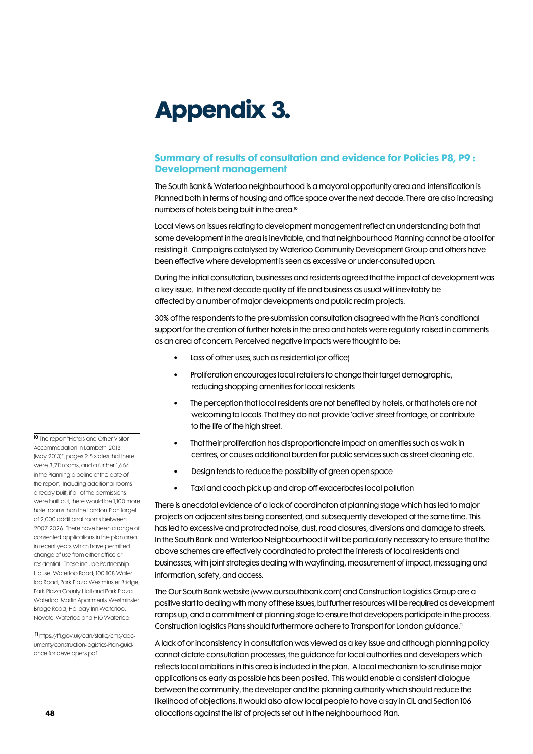# Appendix 3.

## Summary of results of consultation and evidence for Policies P8, P9 : Development management

The South Bank & Waterloo neighbourhood is a mayoral opportunity area and intensification is Planned both in terms of housing and office space over the next decade. There are also increasing numbers of hotels being built in the area.[10]

Local views on issues relating to development management reflect an understanding both that some development in the area is inevitable, and that neighbourhood Planning cannot be a tool for resisting it. Campaigns catalysed by Waterloo Community Development Group and others have been effective where development is seen as excessive or under-consulted upon.

During the initial consultation, businesses and residents agreed that the impact of development was a key issue. In the next decade quality of life and business as usual will inevitably be affected by a number of major developments and public realm projects.

30% of the respondents to the pre-submission consultation disagreed with the Plan's conditional support for the creation of further hotels in the area and hotels were regularly raised in comments as an area of concern. Perceived negative impacts were thought to be:

- Loss of other uses, such as residential (or office)
- Proliferation encourages local retailers to change their target demographic, reducing shopping amenities for local residents
- The perception that local residents are not benefited by hotels, or that hotels are not welcoming to locals. That they do not provide 'active' street frontage, or contribute to the life of the high street.
- That their proliferation has disproportionate impact on amenities such as walk in centres, or causes additional burden for public services such as street cleaning etc.
- Design tends to reduce the possibility of green open space
- Taxi and coach pick up and drop off exacerbates local pollution

There is anecdotal evidence of a lack of coordinaton at planning stage which has led to major projects on adjacent sites being consented, and subsequently developed at the same time. This has led to excessive and protracted noise, dust, road closures, diversions and damage to streets. In the South Bank and Waterloo Neighbourhood it will be particularly necessary to ensure that the above schemes are effectively coordinated to protect the interests of local residents and businesses, with joint strategies dealing with wayfinding, measurement of impact, messaging and information, safety, and access.

The Our South Bank website (www.oursouthbank.com) and Construction Logistics Group are a positive start to dealing with many of these issues, but further resources will be required as development ramps up, and a commitment at planning stage to ensure that developers participate in the process. Construction logistics Plans should furthermore adhere to Transport for London guidance.[11]

A lack of or inconsistency in consultation was viewed as a key issue and although planning policy cannot dictate consultation processes, the guidance for local authorities and developers which reflects local ambitions in this area is included in the plan. A local mechanism to scrutinise major applications as early as possible has been posited. This would enable a consistent dialogue between the community, the developer and the planning authority which should reduce the likelihood of objections. It would also allow local people to have a say in CIL and Section 106 allocations against the list of projects set out in the neighbourhood Plan.

---

[10] The report "Hotels and Other Visitor Accommodation in Lambeth 2013 (May 2013)", pages 2-5 states that there were 3,711 rooms, and a further 1,666 in the Planning pipeline at the date of the report. Including additional rooms already built, if all of the permissions were built out, there would be 1,100 more hotel rooms than the London Plan target of 2,000 additional rooms between 2007-2026. There have been a range of consented applications in the plan area in recent years which have permitted change of use from either office or residential. These include Partnership House, Waterloo Road, 100-108 Waterloo Road, Park Plaza Westminster Bridge, Park Plaza County Hall and Park Plaza Waterloo, Marlin Apartments Westminster Bridge Road, Holiday Inn Waterloo, Novotel Waterloo and H10 Waterloo.

[11] https://tfl.gov.uk/cdn/static/cms/documents/construction-logistics-Plan-guidance-for-developers.pdf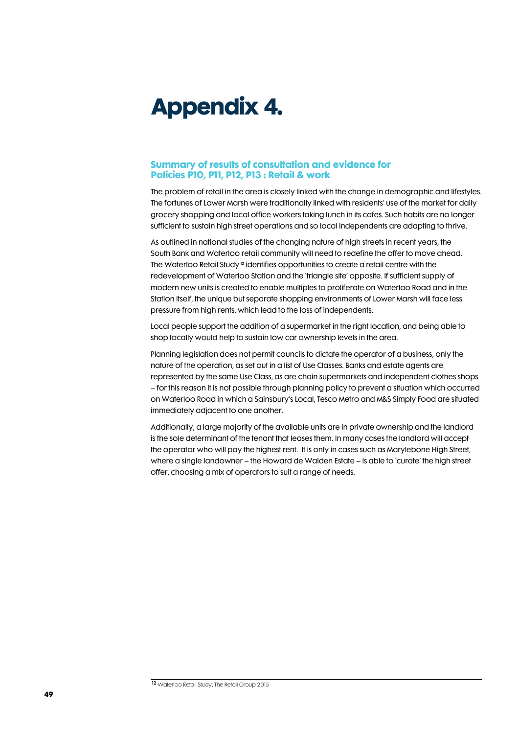# Appendix 4.

## Summary of results of consultation and evidence for Policies P10, P11, P12, P13 : Retail & work

The problem of retail in the area is closely linked with the change in demographic and lifestyles. The fortunes of Lower Marsh were traditionally linked with residents' use of the market for daily grocery shopping and local office workers taking lunch in its cafes. Such habits are no longer sufficient to sustain high street operations and so local independents are adapting to thrive.

As outlined in national studies of the changing nature of high streets in recent years, the South Bank and Waterloo retail community will need to redefine the offer to move ahead. The Waterloo Retail Study[12] identifies opportunities to create a retail centre with the redevelopment of Waterloo Station and the 'triangle site' opposite. If sufficient supply of modern new units is created to enable multiples to proliferate on Waterloo Road and in the Station itself, the unique but separate shopping environments of Lower Marsh will face less pressure from high rents, which lead to the loss of independents.

Local people support the addition of a supermarket in the right location, and being able to shop locally would help to sustain low car ownership levels in the area.

Planning legislation does not permit councils to dictate the operator of a business, only the nature of the operation, as set out in a list of Use Classes. Banks and estate agents are represented by the same Use Class, as are chain supermarkets and independent clothes shops – for this reason it is not possible through planning policy to prevent a situation which occurred on Waterloo Road in which a Sainsbury's Local, Tesco Metro and M&S Simply Food are situated immediately adjacent to one another.

Additionally, a large majority of the available units are in private ownership and the landlord is the sole determinant of the tenant that leases them. In many cases the landlord will accept the operator who will pay the highest rent. It is only in cases such as Marylebone High Street, where a single landowner – the Howard de Walden Estate – is able to 'curate' the high street offer, choosing a mix of operators to suit a range of needs.

[12] Waterloo Retail Study, The Retail Group 2015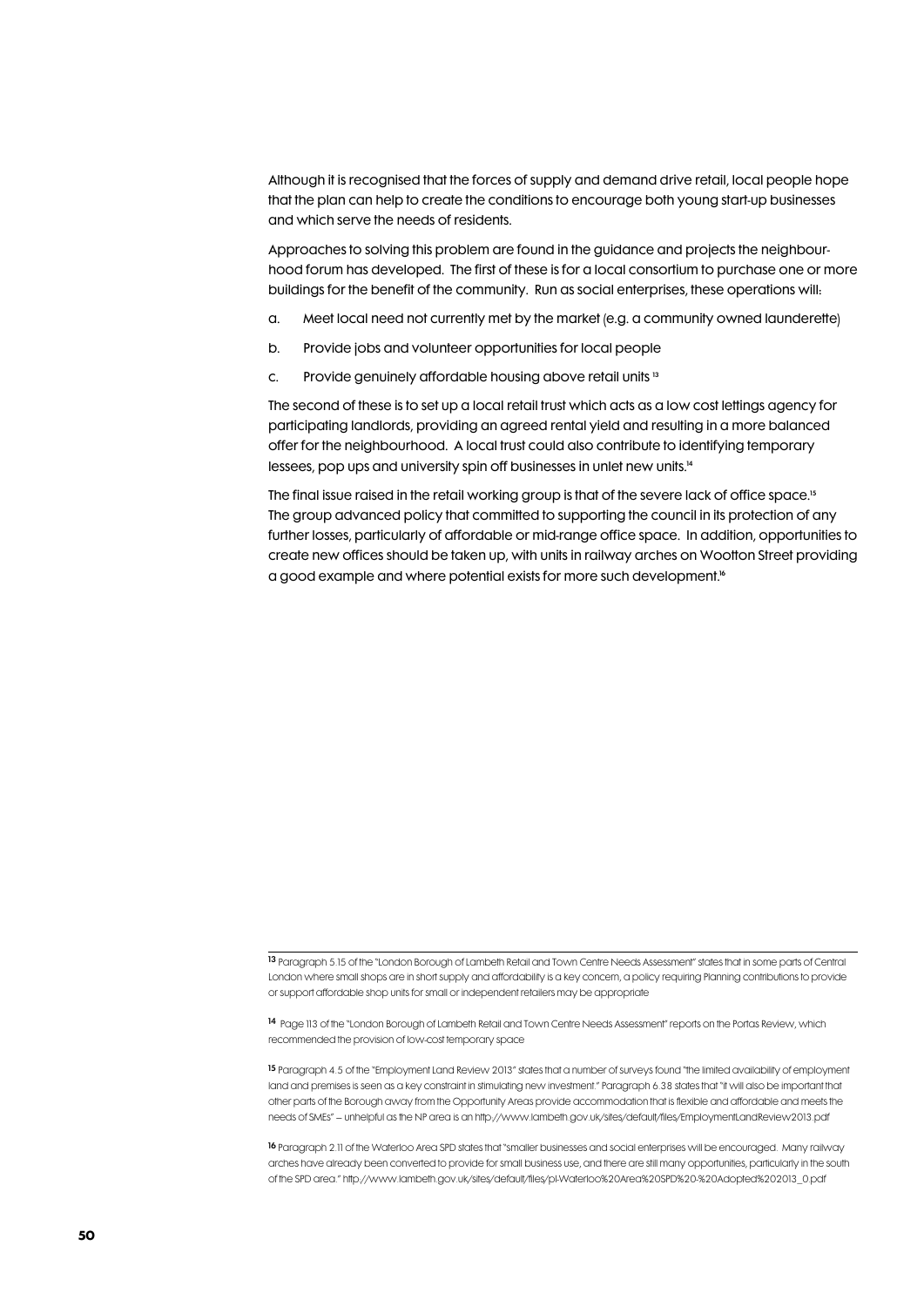Although it is recognised that the forces of supply and demand drive retail, local people hope that the plan can help to create the conditions to encourage both young start-up businesses and which serve the needs of residents.

Approaches to solving this problem are found in the guidance and projects the neighbourhood forum has developed. The first of these is for a local consortium to purchase one or more buildings for the benefit of the community. Run as social enterprises, these operations will:

a. Meet local need not currently met by the market (e.g. a community owned launderette)

b. Provide jobs and volunteer opportunities for local people

c. Provide genuinely affordable housing above retail units [13]

The second of these is to set up a local retail trust which acts as a low cost lettings agency for participating landlords, providing an agreed rental yield and resulting in a more balanced offer for the neighbourhood. A local trust could also contribute to identifying temporary lessees, pop ups and university spin off businesses in unlet new units.[14]

The final issue raised in the retail working group is that of the severe lack of office space.[15] The group advanced policy that committed to supporting the council in its protection of any further losses, particularly of affordable or mid-range office space. In addition, opportunities to create new offices should be taken up, with units in railway arches on Wootton Street providing a good example and where potential exists for more such development.[16]

---

[13] Paragraph 5.15 of the "London Borough of Lambeth Retail and Town Centre Needs Assessment" states that in some parts of Central London where small shops are in short supply and affordability is a key concern, a policy requiring Planning contributions to provide or support affordable shop units for small or independent retailers may be appropriate

[14] Page 113 of the "London Borough of Lambeth Retail and Town Centre Needs Assessment" reports on the Portas Review, which recommended the provision of low-cost temporary space

[15] Paragraph 4.5 of the "Employment Land Review 2013" states that a number of surveys found "the limited availability of employment land and premises is seen as a key constraint in stimulating new investment." Paragraph 6.38 states that "it will also be important that other parts of the Borough away from the Opportunity Areas provide accommodation that is flexible and affordable and meets the needs of SMEs" – unhelpful as the NP area is an http://www.lambeth.gov.uk/sites/default/files/EmploymentLandReview2013.pdf

[16] Paragraph 2.11 of the Waterloo Area SPD states that "smaller businesses and social enterprises will be encouraged. Many railway arches have already been converted to provide for small business use, and there are still many opportunities, particularly in the south of the SPD area." http://www.lambeth.gov.uk/sites/default/files/pl-Waterloo%20Area%20SPD%20-%20Adopted%202013_0.pdf